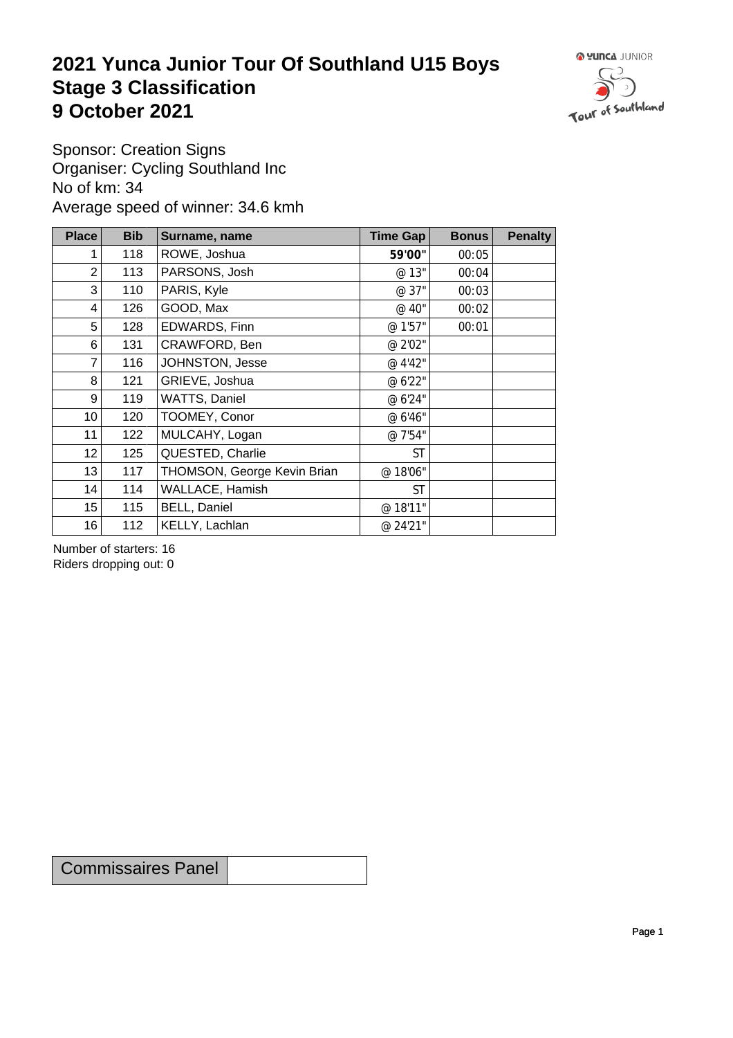# 2021 Yunca Junior Tour Of Southland U15 Boys
# Stage 3 Classification
# 9 October 2021

Sponsor: Creation Signs
Organiser: Cycling Southland Inc
No of km: 34
Average speed of winner: 34.6 kmh

| Place | Bib | Surname, name | Time Gap | Bonus | Penalty |
|---|---|---|---|---|---|
| 1 | 118 | ROWE, Joshua | **59'00"** | 00:05 | |
| 2 | 113 | PARSONS, Josh | @ 13" | 00:04 | |
| 3 | 110 | PARIS, Kyle | @ 37" | 00:03 | |
| 4 | 126 | GOOD, Max | @ 40" | 00:02 | |
| 5 | 128 | EDWARDS, Finn | @ 1'57" | 00:01 | |
| 6 | 131 | CRAWFORD, Ben | @ 2'02" | | |
| 7 | 116 | JOHNSTON, Jesse | @ 4'42" | | |
| 8 | 121 | GRIEVE, Joshua | @ 6'22" | | |
| 9 | 119 | WATTS, Daniel | @ 6'24" | | |
| 10 | 120 | TOOMEY, Conor | @ 6'46" | | |
| 11 | 122 | MULCAHY, Logan | @ 7'54" | | |
| 12 | 125 | QUESTED, Charlie | ST | | |
| 13 | 117 | THOMSON, George Kevin Brian | @ 18'06" | | |
| 14 | 114 | WALLACE, Hamish | ST | | |
| 15 | 115 | BELL, Daniel | @ 18'11" | | |
| 16 | 112 | KELLY, Lachlan | @ 24'21" | | |

Number of starters: 16
Riders dropping out: 0

| Commissaires Panel | |
|---|---|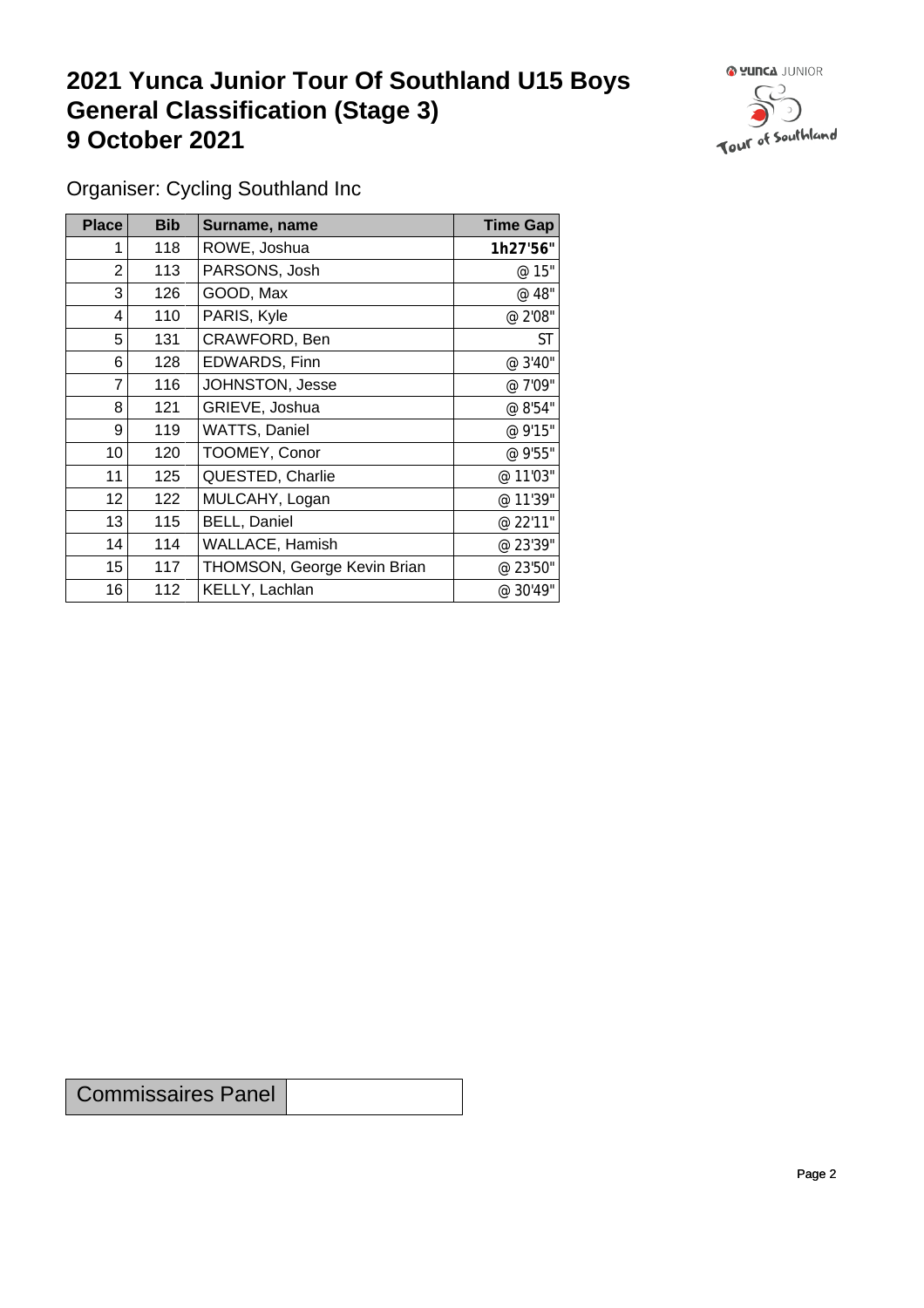# 2021 Yunca Junior Tour Of Southland U15 Boys
# General Classification (Stage 3)
# 9 October 2021

Organiser: Cycling Southland Inc

| Place | Bib | Surname, name | Time Gap |
|---|---|---|---|
| 1 | 118 | ROWE, Joshua | **1h27'56"** |
| 2 | 113 | PARSONS, Josh | @ 15" |
| 3 | 126 | GOOD, Max | @ 48" |
| 4 | 110 | PARIS, Kyle | @ 2'08" |
| 5 | 131 | CRAWFORD, Ben | ST |
| 6 | 128 | EDWARDS, Finn | @ 3'40" |
| 7 | 116 | JOHNSTON, Jesse | @ 7'09" |
| 8 | 121 | GRIEVE, Joshua | @ 8'54" |
| 9 | 119 | WATTS, Daniel | @ 9'15" |
| 10 | 120 | TOOMEY, Conor | @ 9'55" |
| 11 | 125 | QUESTED, Charlie | @ 11'03" |
| 12 | 122 | MULCAHY, Logan | @ 11'39" |
| 13 | 115 | BELL, Daniel | @ 22'11" |
| 14 | 114 | WALLACE, Hamish | @ 23'39" |
| 15 | 117 | THOMSON, George Kevin Brian | @ 23'50" |
| 16 | 112 | KELLY, Lachlan | @ 30'49" |

| Commissaires Panel | |
|---|---|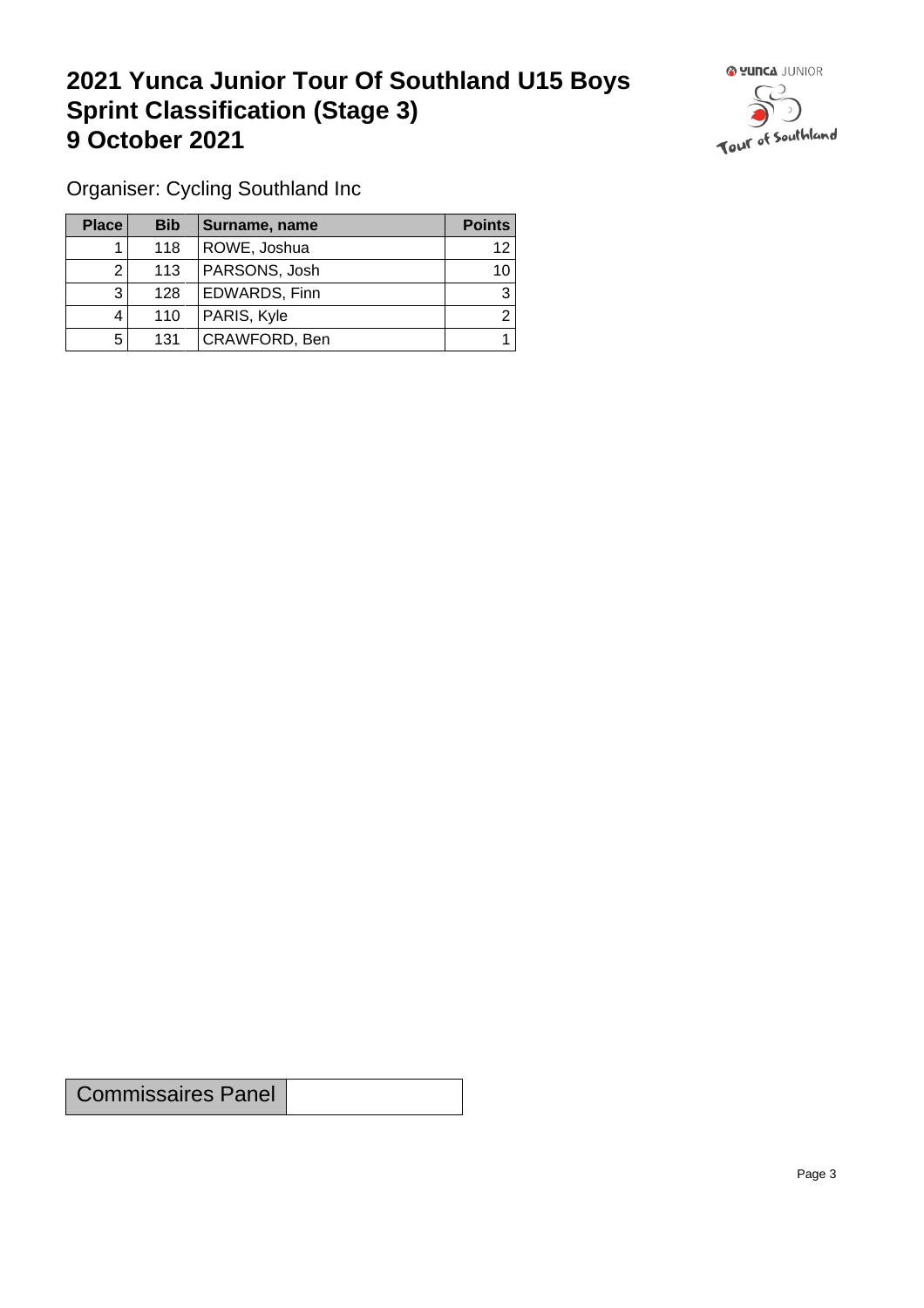# 2021 Yunca Junior Tour Of Southland U15 Boys Sprint Classification (Stage 3) 9 October 2021

Organiser: Cycling Southland Inc

| Place | Bib | Surname, name | Points |
|---|---|---|---|
| 1 | 118 | ROWE, Joshua | 12 |
| 2 | 113 | PARSONS, Josh | 10 |
| 3 | 128 | EDWARDS, Finn | 3 |
| 4 | 110 | PARIS, Kyle | 2 |
| 5 | 131 | CRAWFORD, Ben | 1 |

| Commissaires Panel | |
|---|---|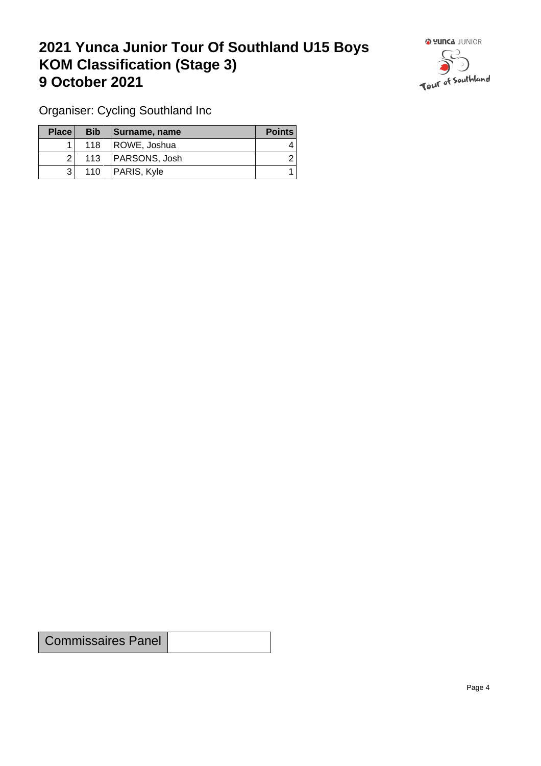# 2021 Yunca Junior Tour Of Southland U15 Boys KOM Classification (Stage 3) 9 October 2021

Organiser: Cycling Southland Inc

| Place | Bib | Surname, name | Points |
|---|---|---|---|
| 1 | 118 | ROWE, Joshua | 4 |
| 2 | 113 | PARSONS, Josh | 2 |
| 3 | 110 | PARIS, Kyle | 1 |

| Commissaires Panel | |
|---|---|